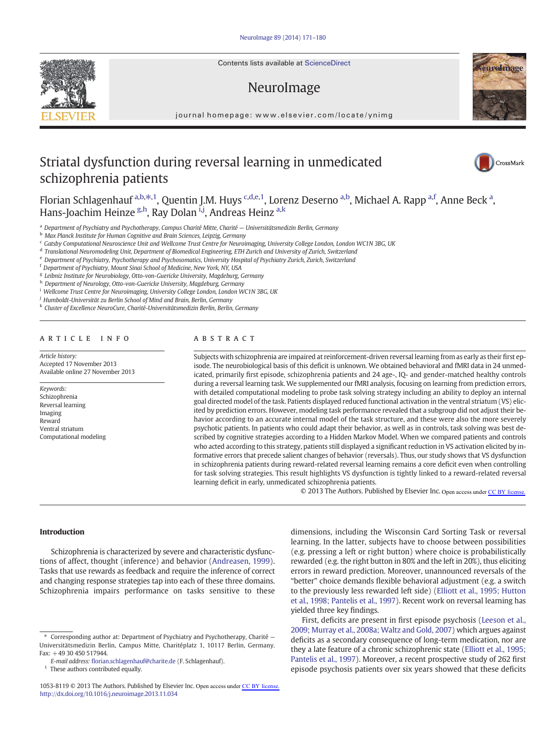# Striatal dysfunction during reversal learning in unmedicated schizophrenia patients

Florian Schlagenhauf [a,b,*,1], Quentin J.M. Huys [c,d,e,1], Lorenz Deserno [a,b], Michael A. Rapp [a,f], Anne Beck [a], Hans-Joachim Heinze [g,h], Ray Dolan [i,j], Andreas Heinz [a,k]

[a] Department of Psychiatry and Psychotherapy, Campus Charité Mitte, Charité — Universitätsmedizin Berlin, Germany
[b] Max Planck Institute for Human Cognitive and Brain Sciences, Leipzig, Germany
[c] Gatsby Computational Neuroscience Unit and Wellcome Trust Centre for Neuroimaging, University College London, London WC1N 3BG, UK
[d] Translational Neuromodeling Unit, Department of Biomedical Engineering, ETH Zurich and University of Zurich, Switzerland
[e] Department of Psychiatry, Psychotherapy and Psychosomatics, University Hospital of Psychiatry Zurich, Zurich, Switzerland
[f] Department of Psychiatry, Mount Sinai School of Medicine, New York, NY, USA
[g] Leibniz Institute for Neurobiology, Otto-von-Guericke University, Magdeburg, Germany
[h] Department of Neurology, Otto-von-Guericke University, Magdeburg, Germany
[i] Wellcome Trust Centre for Neuroimaging, University College London, London WC1N 3BG, UK
[j] Humboldt-Universität zu Berlin School of Mind and Brain, Berlin, Germany
[k] Cluster of Excellence NeuroCure, Charité-Universitätsmedizin Berlin, Berlin, Germany

## ARTICLE INFO

*Article history:*
Accepted 17 November 2013
Available online 27 November 2013

*Keywords:*
Schizophrenia
Reversal learning
Imaging
Reward
Ventral striatum
Computational modeling

## ABSTRACT

Subjects with schizophrenia are impaired at reinforcement-driven reversal learning from as early as their first episode. The neurobiological basis of this deficit is unknown. We obtained behavioral and fMRI data in 24 unmedicated, primarily first episode, schizophrenia patients and 24 age-, IQ- and gender-matched healthy controls during a reversal learning task. We supplemented our fMRI analysis, focusing on learning from prediction errors, with detailed computational modeling to probe task solving strategy including an ability to deploy an internal goal directed model of the task. Patients displayed reduced functional activation in the ventral striatum (VS) elicited by prediction errors. However, modeling task performance revealed that a subgroup did not adjust their behavior according to an accurate internal model of the task structure, and these were also the more severely psychotic patients. In patients who could adapt their behavior, as well as in controls, task solving was best described by cognitive strategies according to a Hidden Markov Model. When we compared patients and controls who acted according to this strategy, patients still displayed a significant reduction in VS activation elicited by informative errors that precede salient changes of behavior (reversals). Thus, our study shows that VS dysfunction in schizophrenia patients during reward-related reversal learning remains a core deficit even when controlling for task solving strategies. This result highlights VS dysfunction is tightly linked to a reward-related reversal learning deficit in early, unmedicated schizophrenia patients.

© 2013 The Authors. Published by Elsevier Inc. Open access under CC BY license.

## Introduction

Schizophrenia is characterized by severe and characteristic dysfunctions of affect, thought (inference) and behavior (Andreasen, 1999). Tasks that use rewards as feedback and require the inference of correct and changing response strategies tap into each of these three domains. Schizophrenia impairs performance on tasks sensitive to these dimensions, including the Wisconsin Card Sorting Task or reversal learning. In the latter, subjects have to choose between possibilities (e.g. pressing a left or right button) where choice is probabilistically rewarded (e.g. the right button in 80% and the left in 20%), thus eliciting errors in reward prediction. Moreover, unannounced reversals of the "better" choice demands flexible behavioral adjustment (e.g. a switch to the previously less rewarded left side) (Elliott et al., 1995; Hutton et al., 1998; Pantelis et al., 1997). Recent work on reversal learning has yielded three key findings.

First, deficits are present in first episode psychosis (Leeson et al., 2009; Murray et al., 2008a; Waltz and Gold, 2007) which argues against deficits as a secondary consequence of long-term medication, nor are they a late feature of a chronic schizophrenic state (Elliott et al., 1995; Pantelis et al., 1997). Moreover, a recent prospective study of 262 first episode psychosis patients over six years showed that these deficits

\* Corresponding author at: Department of Psychiatry and Psychotherapy, Charité — Universitätsmedizin Berlin, Campus Mitte, Charitéplatz 1, 10117 Berlin, Germany. Fax: +49 30 450 517944.
*E-mail address:* florian.schlagenhauf@charite.de (F. Schlagenhauf).
[1] These authors contributed equally.

1053-8119 © 2013 The Authors. Published by Elsevier Inc. Open access under CC BY license.
http://dx.doi.org/10.1016/j.neuroimage.2013.11.034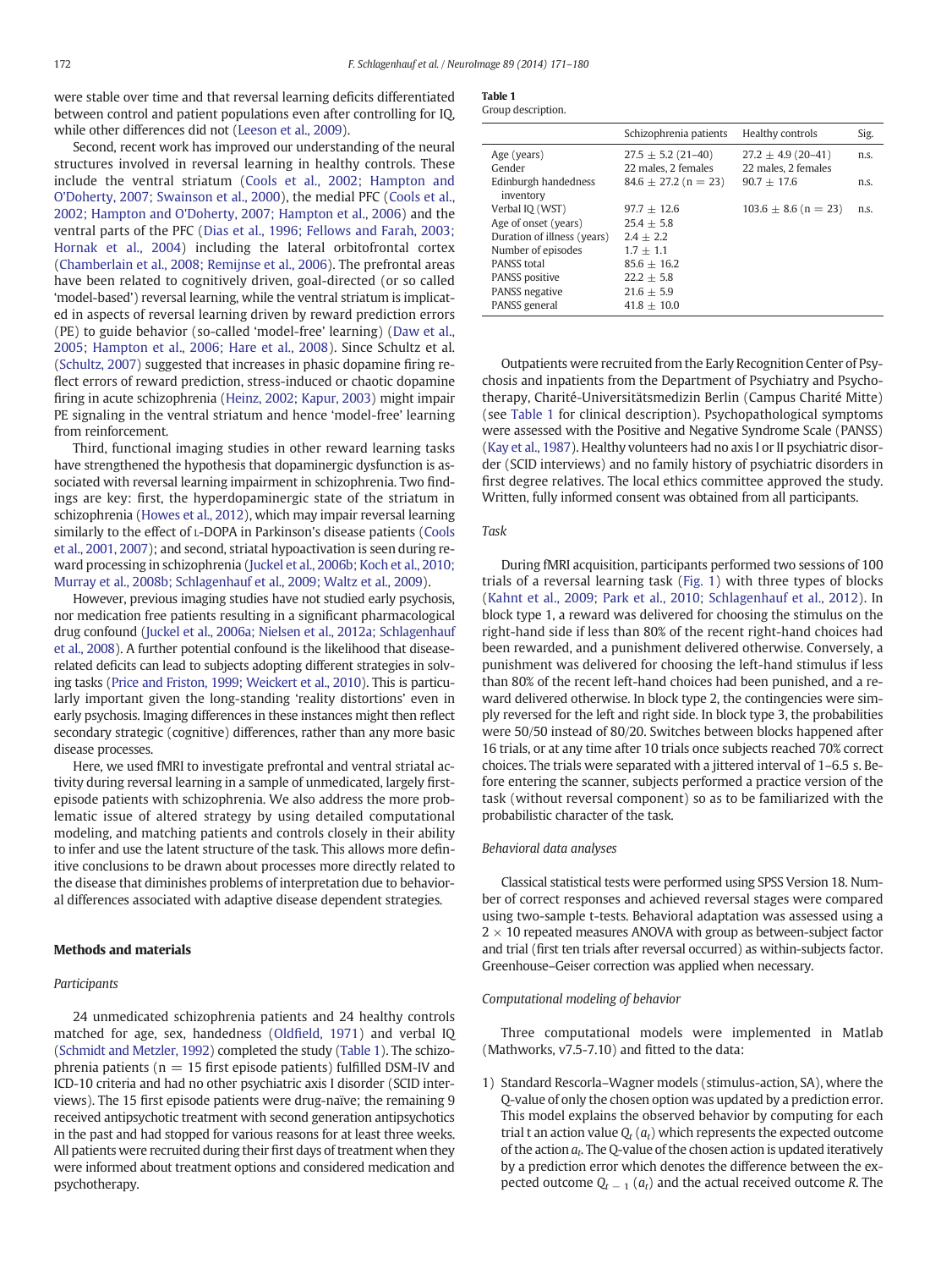were stable over time and that reversal learning deficits differentiated between control and patient populations even after controlling for IQ, while other differences did not (Leeson et al., 2009).

Second, recent work has improved our understanding of the neural structures involved in reversal learning in healthy controls. These include the ventral striatum (Cools et al., 2002; Hampton and O'Doherty, 2007; Swainson et al., 2000), the medial PFC (Cools et al., 2002; Hampton and O'Doherty, 2007; Hampton et al., 2006) and the ventral parts of the PFC (Dias et al., 1996; Fellows and Farah, 2003; Hornak et al., 2004) including the lateral orbitofrontal cortex (Chamberlain et al., 2008; Remijnse et al., 2006). The prefrontal areas have been related to cognitively driven, goal-directed (or so called 'model-based') reversal learning, while the ventral striatum is implicated in aspects of reversal learning driven by reward prediction errors (PE) to guide behavior (so-called 'model-free' learning) (Daw et al., 2005; Hampton et al., 2006; Hare et al., 2008). Since Schultz et al. (Schultz, 2007) suggested that increases in phasic dopamine firing reflect errors of reward prediction, stress-induced or chaotic dopamine firing in acute schizophrenia (Heinz, 2002; Kapur, 2003) might impair PE signaling in the ventral striatum and hence 'model-free' learning from reinforcement.

Third, functional imaging studies in other reward learning tasks have strengthened the hypothesis that dopaminergic dysfunction is associated with reversal learning impairment in schizophrenia. Two findings are key: first, the hyperdopaminergic state of the striatum in schizophrenia (Howes et al., 2012), which may impair reversal learning similarly to the effect of L-DOPA in Parkinson's disease patients (Cools et al., 2001, 2007); and second, striatal hypoactivation is seen during reward processing in schizophrenia (Juckel et al., 2006b; Koch et al., 2010; Murray et al., 2008b; Schlagenhauf et al., 2009; Waltz et al., 2009).

However, previous imaging studies have not studied early psychosis, nor medication free patients resulting in a significant pharmacological drug confound (Juckel et al., 2006a; Nielsen et al., 2012a; Schlagenhauf et al., 2008). A further potential confound is the likelihood that disease-related deficits can lead to subjects adopting different strategies in solving tasks (Price and Friston, 1999; Weickert et al., 2010). This is particularly important given the long-standing 'reality distortions' even in early psychosis. Imaging differences in these instances might then reflect secondary strategic (cognitive) differences, rather than any more basic disease processes.

Here, we used fMRI to investigate prefrontal and ventral striatal activity during reversal learning in a sample of unmedicated, largely first-episode patients with schizophrenia. We also address the more problematic issue of altered strategy by using detailed computational modeling, and matching patients and controls closely in their ability to infer and use the latent structure of the task. This allows more definitive conclusions to be drawn about processes more directly related to the disease that diminishes problems of interpretation due to behavioral differences associated with adaptive disease dependent strategies.

## Methods and materials

### Participants

24 unmedicated schizophrenia patients and 24 healthy controls matched for age, sex, handedness (Oldfield, 1971) and verbal IQ (Schmidt and Metzler, 1992) completed the study (Table 1). The schizophrenia patients (n = 15 first episode patients) fulfilled DSM-IV and ICD-10 criteria and had no other psychiatric axis I disorder (SCID interviews). The 15 first episode patients were drug-naïve; the remaining 9 received antipsychotic treatment with second generation antipsychotics in the past and had stopped for various reasons for at least three weeks. All patients were recruited during their first days of treatment when they were informed about treatment options and considered medication and psychotherapy.

**Table 1**
Group description.

| | Schizophrenia patients | Healthy controls | Sig. |
|---|---|---|---|
| Age (years) | 27.5 ± 5.2 (21–40) | 27.2 ± 4.9 (20–41) | n.s. |
| Gender | 22 males, 2 females | 22 males, 2 females | |
| Edinburgh handedness inventory | 84.6 ± 27.2 (n = 23) | 90.7 ± 17.6 | n.s. |
| Verbal IQ (WST) | 97.7 ± 12.6 | 103.6 ± 8.6 (n = 23) | n.s. |
| Age of onset (years) | 25.4 ± 5.8 | | |
| Duration of illness (years) | 2.4 ± 2.2 | | |
| Number of episodes | 1.7 ± 1.1 | | |
| PANSS total | 85.6 ± 16.2 | | |
| PANSS positive | 22.2 ± 5.8 | | |
| PANSS negative | 21.6 ± 5.9 | | |
| PANSS general | 41.8 ± 10.0 | | |

Outpatients were recruited from the Early Recognition Center of Psychosis and inpatients from the Department of Psychiatry and Psychotherapy, Charité-Universitätsmedizin Berlin (Campus Charité Mitte) (see Table 1 for clinical description). Psychopathological symptoms were assessed with the Positive and Negative Syndrome Scale (PANSS) (Kay et al., 1987). Healthy volunteers had no axis I or II psychiatric disorder (SCID interviews) and no family history of psychiatric disorders in first degree relatives. The local ethics committee approved the study. Written, fully informed consent was obtained from all participants.

### Task

During fMRI acquisition, participants performed two sessions of 100 trials of a reversal learning task (Fig. 1) with three types of blocks (Kahnt et al., 2009; Park et al., 2010; Schlagenhauf et al., 2012). In block type 1, a reward was delivered for choosing the stimulus on the right-hand side if less than 80% of the recent right-hand choices had been rewarded, and a punishment delivered otherwise. Conversely, a punishment was delivered for choosing the left-hand stimulus if less than 80% of the recent left-hand choices had been punished, and a reward delivered otherwise. In block type 2, the contingencies were simply reversed for the left and right side. In block type 3, the probabilities were 50/50 instead of 80/20. Switches between blocks happened after 16 trials, or at any time after 10 trials once subjects reached 70% correct choices. The trials were separated with a jittered interval of 1–6.5 s. Before entering the scanner, subjects performed a practice version of the task (without reversal component) so as to be familiarized with the probabilistic character of the task.

### Behavioral data analyses

Classical statistical tests were performed using SPSS Version 18. Number of correct responses and achieved reversal stages were compared using two-sample t-tests. Behavioral adaptation was assessed using a 2 × 10 repeated measures ANOVA with group as between-subjects factor and trial (first ten trials after reversal occurred) as within-subjects factor. Greenhouse–Geiser correction was applied when necessary.

### Computational modeling of behavior

Three computational models were implemented in Matlab (Mathworks, v7.5-7.10) and fitted to the data:

1) Standard Rescorla–Wagner models (stimulus-action, SA), where the Q-value of only the chosen option was updated by a prediction error. This model explains the observed behavior by computing for each trial t an action value $Q_t(a_t)$ which represents the expected outcome of the action $a_t$. The Q-value of the chosen action is updated iteratively by a prediction error which denotes the difference between the expected outcome $Q_{t-1}(a_t)$ and the actual received outcome $R$. The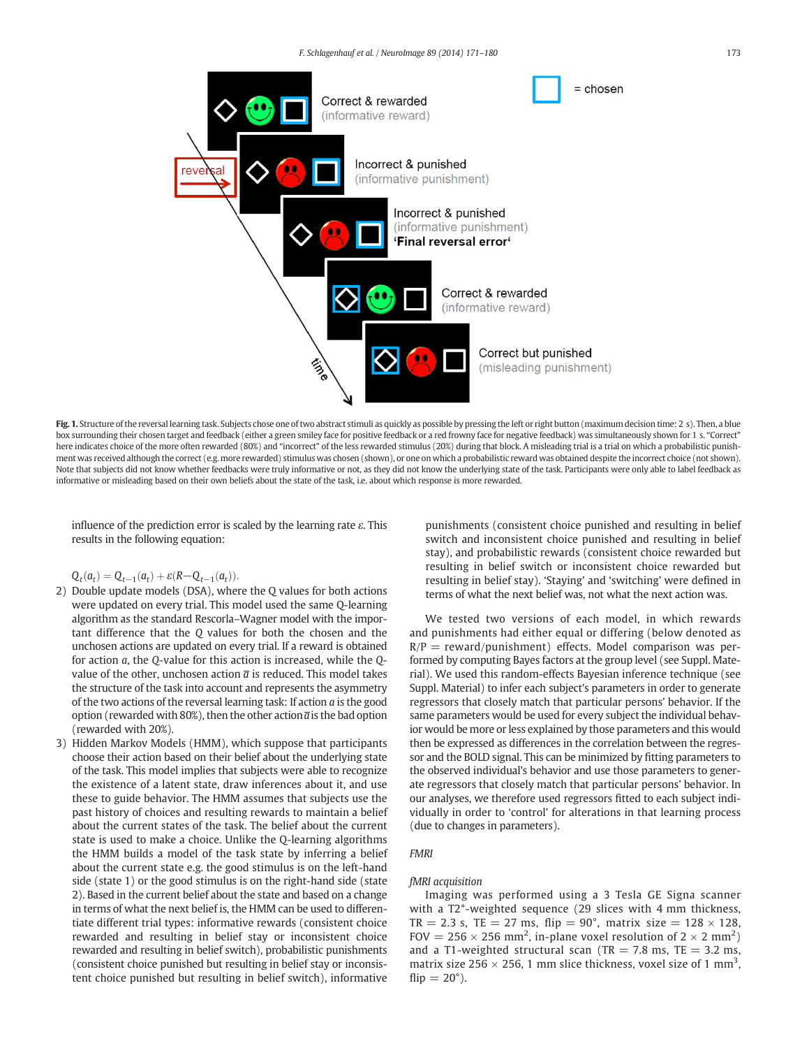= chosen

Correct & rewarded
(informative reward)

reversal

Incorrect & punished
(informative punishment)

Incorrect & punished
(informative punishment)
**'Final reversal error'**

Correct & rewarded
(informative reward)

Correct but punished
(misleading punishment)

time

**Fig. 1.** Structure of the reversal learning task. Subjects chose one of two abstract stimuli as quickly as possible by pressing the left or right button (maximum decision time: 2 s). Then, a blue box surrounding their chosen target and feedback (either a green smiley face for positive feedback or a red frowny face for negative feedback) was simultaneously shown for 1 s. "Correct" here indicates choice of the more often rewarded (80%) and "incorrect" of the less rewarded stimulus (20%) during that block. A misleading trial is a trial on which a probabilistic punishment was received although the correct (e.g. more rewarded) stimulus was chosen (shown), or one on which a probabilistic reward was obtained despite the incorrect choice (not shown). Note that subjects did not know whether feedbacks were truly informative or not, as they did not know the underlying state of the task. Participants were only able to label feedback as informative or misleading based on their own beliefs about the state of the task, i.e. about which response is more rewarded.

influence of the prediction error is scaled by the learning rate $\varepsilon$. This results in the following equation:

$$Q_t(a_t) = Q_{t-1}(a_t) + \varepsilon(R - Q_{t-1}(a_t)).$$

2) Double update models (DSA), where the Q values for both actions were updated on every trial. This model used the same Q-learning algorithm as the standard Rescorla–Wagner model with the important difference that the $Q$ values for both the chosen and the unchosen actions are updated on every trial. If a reward is obtained for action $a$, the Q-value for this action is increased, while the Q-value of the other, unchosen action $\bar{a}$ is reduced. This model takes the structure of the task into account and represents the asymmetry of the two actions of the reversal learning task: If action $a$ is the good option (rewarded with 80%), then the other action $\bar{a}$ is the bad option (rewarded with 20%).
3) Hidden Markov Models (HMM), which suppose that participants choose their action based on their belief about the underlying state of the task. This model implies that subjects were able to recognize the existence of a latent state, draw inferences about it, and use these to guide behavior. The HMM assumes that subjects use the past history of choices and resulting rewards to maintain a belief about the current states of the task. The belief about the current state is used to make a choice. Unlike the Q-learning algorithms the HMM builds a model of the task state by inferring a belief about the current state e.g. the good stimulus is on the left-hand side (state 1) or the good stimulus is on the right-hand side (state 2). Based in the current belief about the state and based on a change in terms of what the next belief is, the HMM can be used to differentiate different trial types: informative rewards (consistent choice rewarded and resulting in belief stay or inconsistent choice rewarded and resulting in belief switch), probabilistic punishments (consistent choice punished but resulting in belief stay or inconsistent choice punished but resulting in belief switch), informative punishments (consistent choice punished and resulting in belief switch and inconsistent choice punished and resulting in belief stay), and probabilistic rewards (consistent choice rewarded but resulting in belief switch or inconsistent choice rewarded but resulting in belief stay). 'Staying' and 'switching' were defined in terms of what the next belief was, not what the next action was.

We tested two versions of each model, in which rewards and punishments had either equal or differing (below denoted as R/P = reward/punishment) effects. Model comparison was performed by computing Bayes factors at the group level (see Suppl. Material). We used this random-effects Bayesian inference technique (see Suppl. Material) to infer each subject's parameters in order to generate regressors that closely match that particular persons' behavior. If the same parameters would be used for every subject the individual behavior would be more or less explained by those parameters and this would then be expressed as differences in the correlation between the regressor and the BOLD signal. This can be minimized by fitting parameters to the observed individual's behavior and use those parameters to generate regressors that closely match that particular persons' behavior. In our analyses, we therefore used regressors fitted to each subject individually in order to 'control' for alterations in that learning process (due to changes in parameters).

### FMRI

#### fMRI acquisition

Imaging was performed using a 3 Tesla GE Signa scanner with a T2*-weighted sequence (29 slices with 4 mm thickness, TR = 2.3 s, TE = 27 ms, flip = 90°, matrix size = 128 × 128, FOV = 256 × 256 $mm^2$, in-plane voxel resolution of 2 × 2 $mm^2$) and a T1-weighted structural scan (TR = 7.8 ms, TE = 3.2 ms, matrix size 256 × 256, 1 mm slice thickness, voxel size of 1 $mm^3$, flip = 20°).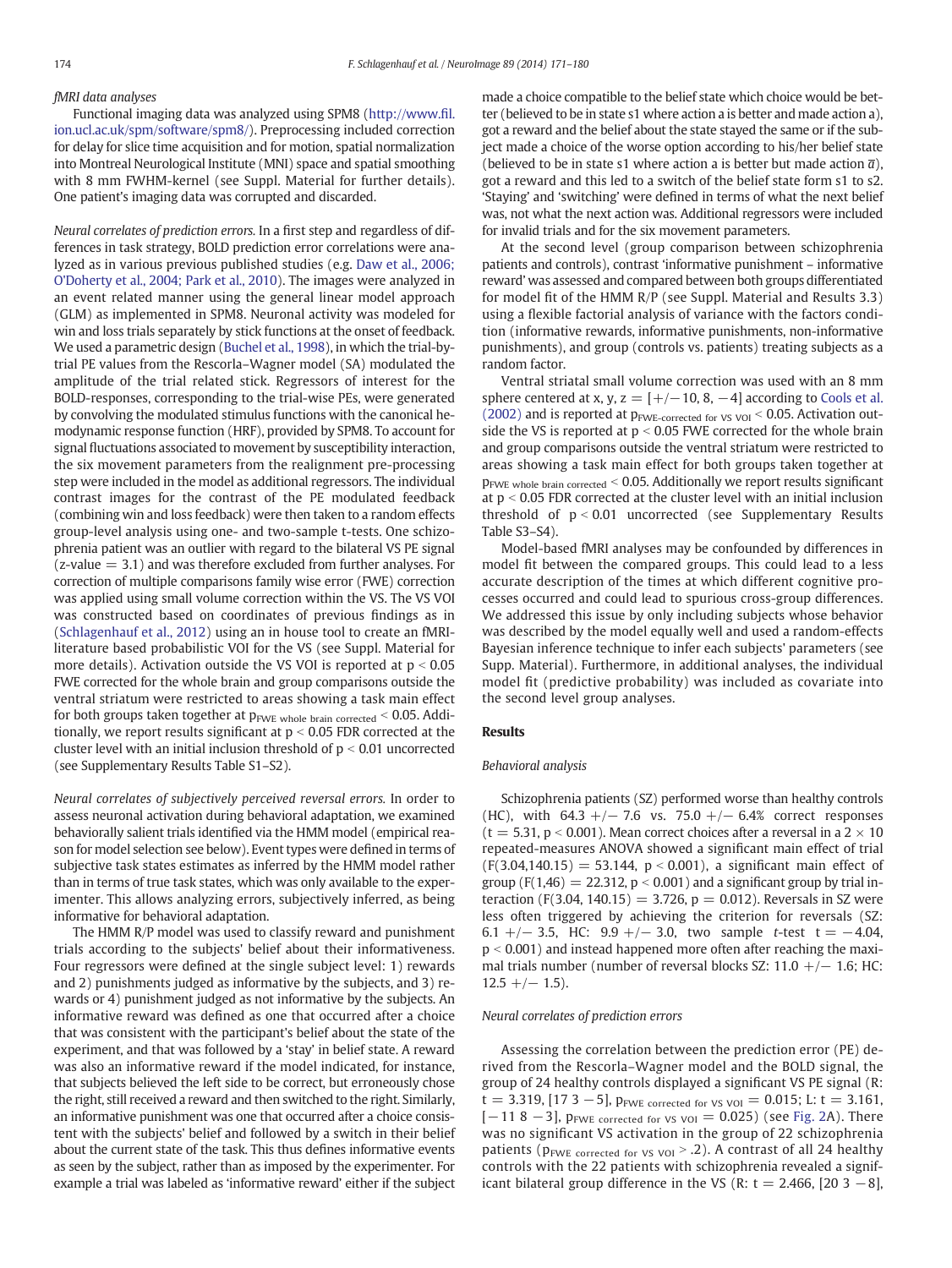*fMRI data analyses*

Functional imaging data was analyzed using SPM8 (http://www.fil.ion.ucl.ac.uk/spm/software/spm8/). Preprocessing included correction for delay for slice time acquisition and for motion, spatial normalization into Montreal Neurological Institute (MNI) space and spatial smoothing with 8 mm FWHM-kernel (see Suppl. Material for further details). One patient's imaging data was corrupted and discarded.

*Neural correlates of prediction errors.* In a first step and regardless of differences in task strategy, BOLD prediction error correlations were analyzed as in various previous published studies (e.g. Daw et al., 2006; O'Doherty et al., 2004; Park et al., 2010). The images were analyzed in an event related manner using the general linear model approach (GLM) as implemented in SPM8. Neuronal activity was modeled for win and loss trials separately by stick functions at the onset of feedback. We used a parametric design (Buchel et al., 1998), in which the trial-by-trial PE values from the Rescorla–Wagner model (SA) modulated the amplitude of the trial related stick. Regressors of interest for the BOLD-responses, corresponding to the trial-wise PEs, were generated by convolving the modulated stimulus functions with the canonical hemodynamic response function (HRF), provided by SPM8. To account for signal fluctuations associated to movement by susceptibility interaction, the six movement parameters from the realignment pre-processing step were included in the model as additional regressors. The individual contrast images for the contrast of the PE modulated feedback (combining win and loss feedback) were then taken to a random effects group-level analysis using one- and two-sample t-tests. One schizophrenia patient was an outlier with regard to the bilateral VS PE signal (z-value = 3.1) and was therefore excluded from further analyses. For correction of multiple comparisons family wise error (FWE) correction was applied using small volume correction within the VS. The VS VOI was constructed based on coordinates of previous findings as in (Schlagenhauf et al., 2012) using an in house tool to create an fMRI-literature based probabilistic VOI for the VS (see Suppl. Material for more details). Activation outside the VS VOI is reported at $p < 0.05$ FWE corrected for the whole brain and group comparisons outside the ventral striatum were restricted to areas showing a task main effect for both groups taken together at $p_{\text{FWE whole brain corrected}} < 0.05$. Additionally, we report results significant at $p < 0.05$ FDR corrected at the cluster level with an initial inclusion threshold of $p < 0.01$ uncorrected (see Supplementary Results Table S1–S2).

*Neural correlates of subjectively perceived reversal errors.* In order to assess neuronal activation during behavioral adaptation, we examined behaviorally salient trials identified via the HMM model (empirical reason for model selection see below). Event types were defined in terms of subjective task states estimates as inferred by the HMM model rather than in terms of true task states, which was only available to the experimenter. This allows analyzing errors, subjectively inferred, as being informative for behavioral adaptation.

The HMM R/P model was used to classify reward and punishment trials according to the subjects' belief about their informativeness. Four regressors were defined at the single subject level: 1) rewards and 2) punishments judged as informative by the subjects, and 3) rewards or 4) punishment judged as not informative by the subjects. An informative reward was defined as one that occurred after a choice that was consistent with the participant's belief about the state of the experiment, and that was followed by a 'stay' in belief state. A reward was also an informative reward if the model indicated, for instance, that subjects believed the left side to be correct, but erroneously chose the right, still received a reward and then switched to the right. Similarly, an informative punishment was one that occurred after a choice consistent with the subjects' belief and followed by a switch in their belief about the current state of the task. This thus defines informative events as seen by the subject, rather than as imposed by the experimenter. For example a trial was labeled as 'informative reward' either if the subject made a choice compatible to the belief state which choice would be better (believed to be in state s1 where action a is better and made action a), got a reward and the belief about the state stayed the same or if the subject made a choice of the worse option according to his/her belief state (believed to be in state s1 where action a is better but made action $\bar{a}$), got a reward and this led to a switch of the belief state form s1 to s2. 'Staying' and 'switching' were defined in terms of what the next belief was, not what the next action was. Additional regressors were included for invalid trials and for the six movement parameters.

At the second level (group comparison between schizophrenia patients and controls), contrast 'informative punishment – informative reward' was assessed and compared between both groups differentiated for model fit of the HMM R/P (see Suppl. Material and Results 3.3) using a flexible factorial analysis of variance with the factors condition (informative rewards, informative punishments, non-informative punishments), and group (controls vs. patients) treating subjects as a random factor.

Ventral striatal small volume correction was used with an 8 mm sphere centered at x, y, z = [+/−10, 8, −4] according to Cools et al. (2002) and is reported at $p_{\text{FWE-corrected for VS VOI}} < 0.05$. Activation outside the VS is reported at $p < 0.05$ FWE corrected for the whole brain and group comparisons outside the ventral striatum were restricted to areas showing a task main effect for both groups taken together at $p_{\text{FWE whole brain corrected}} < 0.05$. Additionally we report results significant at $p < 0.05$ FDR corrected at the cluster level with an initial inclusion threshold of $p < 0.01$ uncorrected (see Supplementary Results Table S3–S4).

Model-based fMRI analyses may be confounded by differences in model fit between the compared groups. This could lead to a less accurate description of the times at which different cognitive processes occurred and could lead to spurious cross-group differences. We addressed this issue by only including subjects whose behavior was described by the model equally well and used a random-effects Bayesian inference technique to infer each subjects' parameters (see Supp. Material). Furthermore, in additional analyses, the individual model fit (predictive probability) was included as covariate into the second level group analyses.

## Results

*Behavioral analysis*

Schizophrenia patients (SZ) performed worse than healthy controls (HC), with 64.3 +/− 7.6 vs. 75.0 +/− 6.4% correct responses ($t = 5.31$, $p < 0.001$). Mean correct choices after a reversal in a 2 × 10 repeated-measures ANOVA showed a significant main effect of trial ($F(3.04,140.15) = 53.144$, $p < 0.001$), a significant main effect of group ($F(1,46) = 22.312$, $p < 0.001$) and a significant group by trial interaction ($F(3.04, 140.15) = 3.726$, $p = 0.012$). Reversals in SZ were less often triggered by achieving the criterion for reversals (SZ: 6.1 +/− 3.5, HC: 9.9 +/− 3.0, two sample *t*-test $t = -4.04$, $p < 0.001$) and instead happened more often after reaching the maximal trials number (number of reversal blocks SZ: 11.0 +/− 1.6; HC: 12.5 +/− 1.5).

*Neural correlates of prediction errors*

Assessing the correlation between the prediction error (PE) derived from the Rescorla–Wagner model and the BOLD signal, the group of 24 healthy controls displayed a significant VS PE signal (R: $t = 3.319$, [17 3 −5], $p_{\text{FWE corrected for VS VOI}} = 0.015$; L: $t = 3.161$, [−11 8 −3], $p_{\text{FWE corrected for VS VOI}} = 0.025$) (see Fig. 2A). There was no significant VS activation in the group of 22 schizophrenia patients ($p_{\text{FWE corrected for VS VOI}} > .2$). A contrast of all 24 healthy controls with the 22 patients with schizophrenia revealed a significant bilateral group difference in the VS (R: $t = 2.466$, [20 3 −8],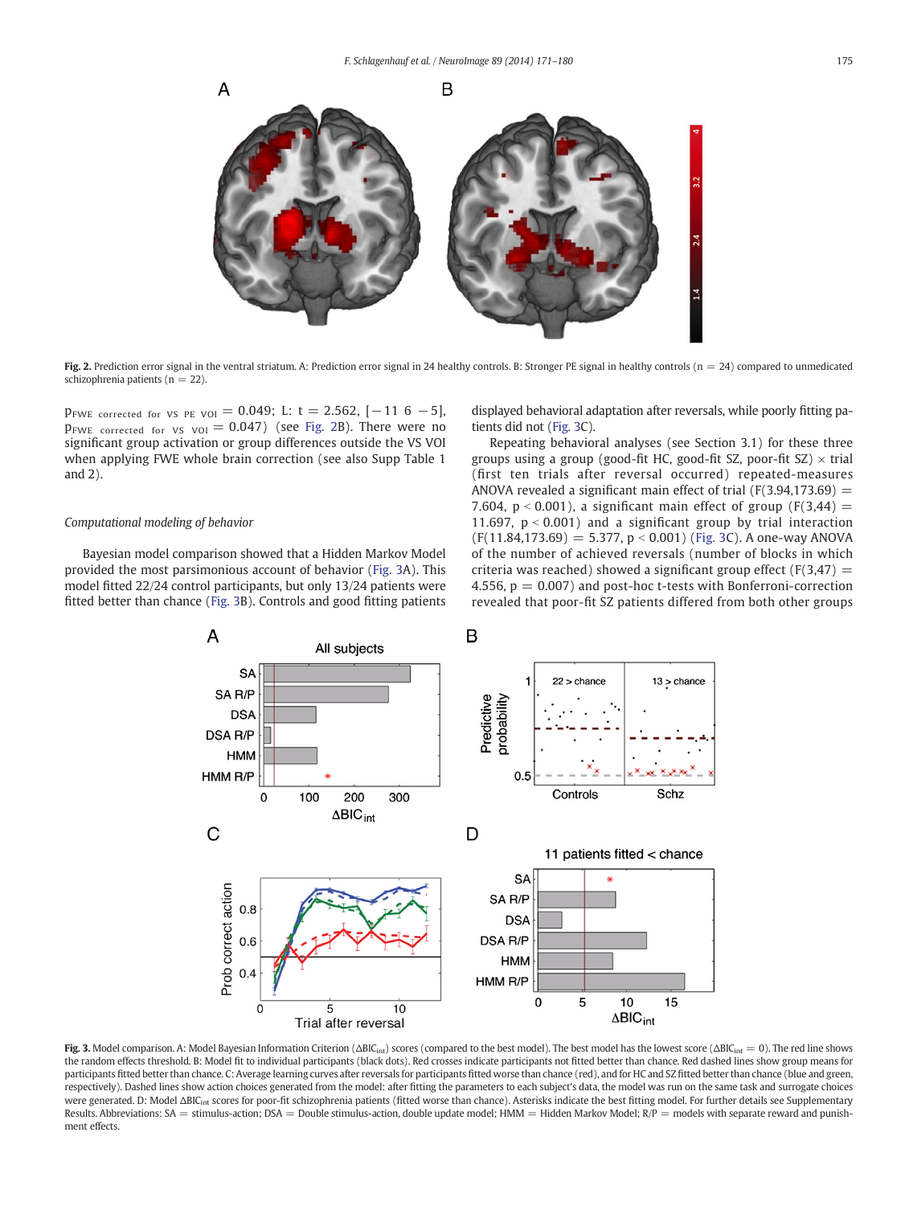Fig. 2. Prediction error signal in the ventral striatum. A: Prediction error signal in 24 healthy controls. B: Stronger PE signal in healthy controls (n = 24) compared to unmedicated schizophrenia patients (n = 22).

$p_{FWE\ corrected\ for\ VS\ PE\ VOI} = 0.049$; L: t = 2.562, [−11 6 −5], $p_{FWE\ corrected\ for\ VS\ VOI} = 0.047$) (see Fig. 2B). There were no significant group activation or group differences outside the VS VOI when applying FWE whole brain correction (see also Supp Table 1 and 2).

### Computational modeling of behavior

Bayesian model comparison showed that a Hidden Markov Model provided the most parsimonious account of behavior (Fig. 3A). This model fitted 22/24 control participants, but only 13/24 patients were fitted better than chance (Fig. 3B). Controls and good fitting patients displayed behavioral adaptation after reversals, while poorly fitting patients did not (Fig. 3C).

Repeating behavioral analyses (see Section 3.1) for these three groups using a group (good-fit HC, good-fit SZ, poor-fit SZ) × trial (first ten trials after reversal occurred) repeated-measures ANOVA revealed a significant main effect of trial ($F(3.94,173.69) = 7.604$, $p < 0.001$), a significant main effect of group ($F(3,44) = 11.697$, $p < 0.001$) and a significant group by trial interaction ($F(11.84,173.69) = 5.377$, $p < 0.001$) (Fig. 3C). A one-way ANOVA of the number of achieved reversals (number of blocks in which criteria was reached) showed a significant group effect ($F(3,47) = 4.556$, $p = 0.007$) and post-hoc t-tests with Bonferroni-correction revealed that poor-fit SZ patients differed from both other groups

Fig. 3. Model comparison. A: Model Bayesian Information Criterion ($\Delta BIC_{int}$) scores (compared to the best model). The best model has the lowest score ($\Delta BIC_{int} = 0$). The red line shows the random effects threshold. B: Model fit to individual participants (black dots). Red crosses indicate participants not fitted better than chance. Red dashed lines show group means for participants fitted better than chance. C: Average learning curves after reversals for participants fitted worse than chance (red), and for HC and SZ fitted better than chance (blue and green, respectively). Dashed lines show action choices generated from the model: after fitting the parameters to each subject's data, the model was run on the same task and surrogate choices were generated. D: Model $\Delta BIC_{int}$ scores for poor-fit schizophrenia patients (fitted worse than chance). Asterisks indicate the best fitting model. For further details see Supplementary Results. Abbreviations: SA = stimulus-action; DSA = Double stimulus-action, double update model; HMM = Hidden Markov Model; R/P = models with separate reward and punishment effects.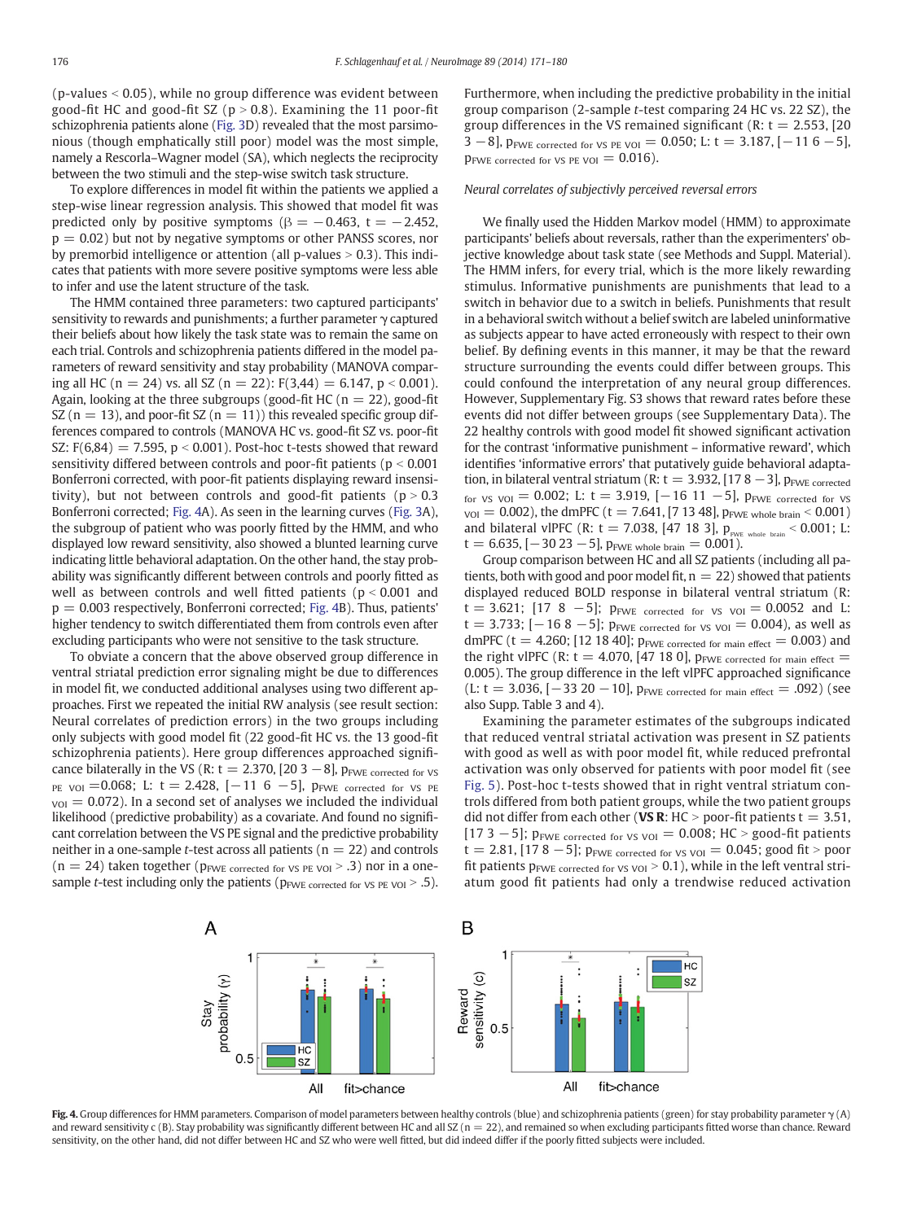(p-values < 0.05), while no group difference was evident between good-fit HC and good-fit SZ (p > 0.8). Examining the 11 poor-fit schizophrenia patients alone (Fig. 3D) revealed that the most parsimonious (though emphatically still poor) model was the most simple, namely a Rescorla–Wagner model (SA), which neglects the reciprocity between the two stimuli and the step-wise switch task structure.

To explore differences in model fit within the patients we applied a step-wise linear regression analysis. This showed that model fit was predicted only by positive symptoms ($\beta = -0.463$, $t = -2.452$, $p = 0.02$) but not by negative symptoms or other PANSS scores, nor by premorbid intelligence or attention (all p-values > 0.3). This indicates that patients with more severe positive symptoms were less able to infer and use the latent structure of the task.

The HMM contained three parameters: two captured participants' sensitivity to rewards and punishments; a further parameter $\gamma$ captured their beliefs about how likely the task state was to remain the same on each trial. Controls and schizophrenia patients differed in the model parameters of reward sensitivity and stay probability (MANOVA comparing all HC (n = 24) vs. all SZ (n = 22): $F(3,44) = 6.147$, $p < 0.001$). Again, looking at the three subgroups (good-fit HC (n = 22), good-fit SZ (n = 13), and poor-fit SZ (n = 11)) this revealed significant group differences compared to controls (MANOVA HC vs. good-fit SZ vs. poor-fit SZ: $F(6,84) = 7.595$, $p < 0.001$). Post-hoc t-tests showed that reward sensitivity differed between controls and poor-fit patients ($p < 0.001$ Bonferroni corrected, with poor-fit patients displaying reward insensitivity), but not between controls and good-fit patients ($p > 0.3$ Bonferroni corrected; Fig. 4A). As seen in the learning curves (Fig. 3A), the subgroup of patient who was poorly fitted by the HMM, and who displayed low reward sensitivity, also showed a blunted learning curve indicating little behavioral adaptation. On the other hand, the stay probability was significantly different between controls and poorly fitted as well as between controls and well fitted patients ($p < 0.001$ and $p = 0.003$ respectively, Bonferroni corrected; Fig. 4B). Thus, patients' higher tendency to switch differentiated them from controls even after excluding participants who were not sensitive to the task structure.

To obviate a concern that the above observed group difference in ventral striatal prediction error signaling might be due to differences in model fit, we conducted additional analyses using two different approaches. First we repeated the initial RW analysis (see result section: Neural correlates of prediction errors) in the two groups including only subjects with good model fit (22 good-fit HC vs. the 13 good-fit schizophrenia patients). Here group differences approached significance bilaterally in the VS (R: $t = 2.370$, [20 3 −8], $p_{\text{FWE corrected for VS PE VOI}} = 0.068$; L: $t = 2.428$, [−11 6 −5], $p_{\text{FWE corrected for VS PE VOI}} = 0.072$). In a second set of analyses we included the individual likelihood (predictive probability) as a covariate. And found no significant correlation between the VS PE signal and the predictive probability neither in a one-sample t-test across all patients (n = 22) and controls (n = 24) taken together ($p_{\text{FWE corrected for VS PE VOI}} > .3$) nor in a one-sample t-test including only the patients ($p_{\text{FWE corrected for VS PE VOI}} > .5$). Furthermore, when including the predictive probability in the initial group comparison (2-sample t-test comparing 24 HC vs. 22 SZ), the group differences in the VS remained significant (R: $t = 2.553$, [20 3 −8], $p_{\text{FWE corrected for VS PE VOI}} = 0.050$; L: $t = 3.187$, [−11 6 −5], $p_{\text{FWE corrected for VS PE VOI}} = 0.016$).

### *Neural correlates of subjectivly perceived reversal errors*

We finally used the Hidden Markov model (HMM) to approximate participants' beliefs about reversals, rather than the experimenters' objective knowledge about task state (see Methods and Suppl. Material). The HMM infers, for every trial, which is the more likely rewarding stimulus. Informative punishments are punishments that lead to a switch in behavior due to a switch in beliefs. Punishments that result in a behavioral switch without a belief switch are labeled uninformative as subjects appear to have acted erroneously with respect to their own belief. By defining events in this manner, it may be that the reward structure surrounding the events could differ between groups. This could confound the interpretation of any neural group differences. However, Supplementary Fig. S3 shows that reward rates before these events did not differ between groups (see Supplementary Data). The 22 healthy controls with good model fit showed significant activation for the contrast 'informative punishment – informative reward', which identifies 'informative errors' that putatively guide behavioral adaptation, in bilateral ventral striatum (R: $t = 3.932$, [17 8 −3], $p_{\text{FWE corrected for VS VOI}} = 0.002$; L: $t = 3.919$, [−16 11 −5], $p_{\text{FWE corrected for VS VOI}} = 0.002$), the dmPFC ($t = 7.641$, [7 13 48], $p_{\text{FWE whole brain}} < 0.001$) and bilateral vlPFC (R: $t = 7.038$, [47 18 3], $p_{\text{FWE whole brain}} < 0.001$; L: $t = 6.635$, [−30 23 −5], $p_{\text{FWE whole brain}} = 0.001$).

Group comparison between HC and all SZ patients (including all patients, both with good and poor model fit, n = 22) showed that patients displayed reduced BOLD response in bilateral ventral striatum (R: $t = 3.621$; [17 8 −5]; $p_{\text{FWE corrected for VS VOI}} = 0.0052$ and L: $t = 3.733$; [−16 8 −5]; $p_{\text{FWE corrected for VS VOI}} = 0.004$), as well as dmPFC ($t = 4.260$; [12 18 40]; $p_{\text{FWE corrected for main effect}} = 0.003$) and the right vlPFC (R: $t = 4.070$, [47 18 0], $p_{\text{FWE corrected for main effect}} = 0.005$). The group difference in the left vlPFC approached significance (L: $t = 3.036$, [−33 20 −10], $p_{\text{FWE corrected for main effect}} = .092$) (see also Supp. Table 3 and 4).

Examining the parameter estimates of the subgroups indicated that reduced ventral striatal activation was present in SZ patients with good as well as with poor model fit, while reduced prefrontal activation was only observed for patients with poor model fit (see Fig. 5). Post-hoc t-tests showed that in right ventral striatum controls differed from both patient groups, while the two patient groups did not differ from each other (**VS R**: HC > poor-fit patients $t = 3.51$, [17 3 −5]; $p_{\text{FWE corrected for VS VOI}} = 0.008$; HC > good-fit patients $t = 2.81$, [17 8 −5]; $p_{\text{FWE corrected for VS VOI}} = 0.045$; good fit > poor fit patients $p_{\text{FWE corrected for VS VOI}} > 0.1$), while in the left ventral striatum good fit patients had only a trendwise reduced activation

**Fig. 4.** Group differences for HMM parameters. Comparison of model parameters between healthy controls (blue) and schizophrenia patients (green) for stay probability parameter $\gamma$ (A) and reward sensitivity c (B). Stay probability was significantly different between HC and all SZ (n = 22), and remained so when excluding participants fitted worse than chance. Reward sensitivity, on the other hand, did not differ between HC and SZ who were well fitted, but did indeed differ if the poorly fitted subjects were included.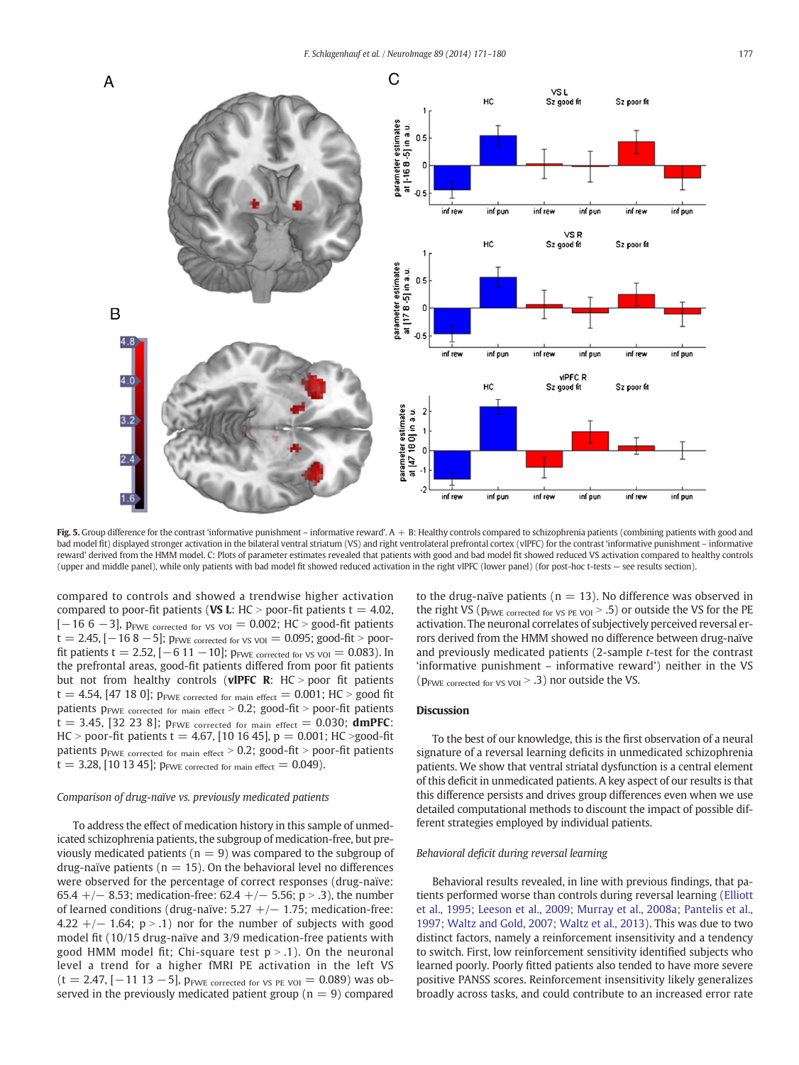Fig. 5. Group difference for the contrast 'informative punishment – informative reward'. A + B: Healthy controls compared to schizophrenia patients (combining patients with good and bad model fit) displayed stronger activation in the bilateral ventral striatum (VS) and right ventrolateral prefrontal cortex (vlPFC) for the contrast 'informative punishment – informative reward' derived from the HMM model. C: Plots of parameter estimates revealed that patients with good and bad model fit showed reduced VS activation compared to healthy controls (upper and middle panel), while only patients with bad model fit showed reduced activation in the right vlPFC (lower panel) (for post-hoc t-tests — see results section).

compared to controls and showed a trendwise higher activation compared to poor-fit patients (**VS L**: HC > poor-fit patients t = 4.02, [−16 6 −3], $p_{FWE\ corrected\ for\ VS\ VOI}$ = 0.002; HC > good-fit patients t = 2.45, [−16 8 −5]; $p_{FWE\ corrected\ for\ VS\ VOI}$ = 0.095; good-fit > poor-fit patients t = 2.52, [−6 11 −10]; $p_{FWE\ corrected\ for\ VS\ VOI}$ = 0.083). In the prefrontal areas, good-fit patients differed from poor fit patients but not from healthy controls (**vlPFC R**: HC > poor fit patients t = 4.54, [47 18 0]; $p_{FWE\ corrected\ for\ main\ effect}$ = 0.001; HC > good fit patients $p_{FWE\ corrected\ for\ main\ effect}$ > 0.2; good-fit > poor-fit patients t = 3.45, [32 23 8]; $p_{FWE\ corrected\ for\ main\ effect}$ = 0.030; **dmPFC**: HC > poor-fit patients t = 4.67, [10 16 45], p = 0.001; HC >good-fit patients $p_{FWE\ corrected\ for\ main\ effect}$ > 0.2; good-fit > poor-fit patients t = 3.28, [10 13 45]; $p_{FWE\ corrected\ for\ main\ effect}$ = 0.049).

*Comparison of drug-naïve vs. previously medicated patients*

To address the effect of medication history in this sample of unmedicated schizophrenia patients, the subgroup of medication-free, but previously medicated patients (n = 9) was compared to the subgroup of drug-naïve patients (n = 15). On the behavioral level no differences were observed for the percentage of correct responses (drug-naïve: 65.4 +/− 8.53; medication-free: 62.4 +/− 5.56; p > .3), the number of learned conditions (drug-naïve: 5.27 +/− 1.75; medication-free: 4.22 +/− 1.64; p > .1) nor for the number of subjects with good model fit (10/15 drug-naïve and 3/9 medication-free patients with good HMM model fit; Chi-square test p > .1). On the neuronal level a trend for a higher fMRI PE activation in the left VS (t = 2.47, [−11 13 −5], $p_{FWE\ corrected\ for\ VS\ PE\ VOI}$ = 0.089) was observed in the previously medicated patient group (n = 9) compared to the drug-naïve patients (n = 13). No difference was observed in the right VS ($p_{FWE\ corrected\ for\ VS\ PE\ VOI}$ > .5) or outside the VS for the PE activation. The neuronal correlates of subjectively perceived reversal errors derived from the HMM showed no difference between drug-naïve and previously medicated patients (2-sample *t*-test for the contrast 'informative punishment – informative reward') neither in the VS ($p_{FWE\ corrected\ for\ VS\ VOI}$ > .3) nor outside the VS.

## Discussion

To the best of our knowledge, this is the first observation of a neural signature of a reversal learning deficits in unmedicated schizophrenia patients. We show that ventral striatal dysfunction is a central element of this deficit in unmedicated patients. A key aspect of our results is that this difference persists and drives group differences even when we use detailed computational methods to discount the impact of possible different strategies employed by individual patients.

*Behavioral deficit during reversal learning*

Behavioral results revealed, in line with previous findings, that patients performed worse than controls during reversal learning (Elliott et al., 1995; Leeson et al., 2009; Murray et al., 2008a; Pantelis et al., 1997; Waltz and Gold, 2007; Waltz et al., 2013). This was due to two distinct factors, namely a reinforcement insensitivity and a tendency to switch. First, low reinforcement sensitivity identified subjects who learned poorly. Poorly fitted patients also tended to have more severe positive PANSS scores. Reinforcement insensitivity likely generalizes broadly across tasks, and could contribute to an increased error rate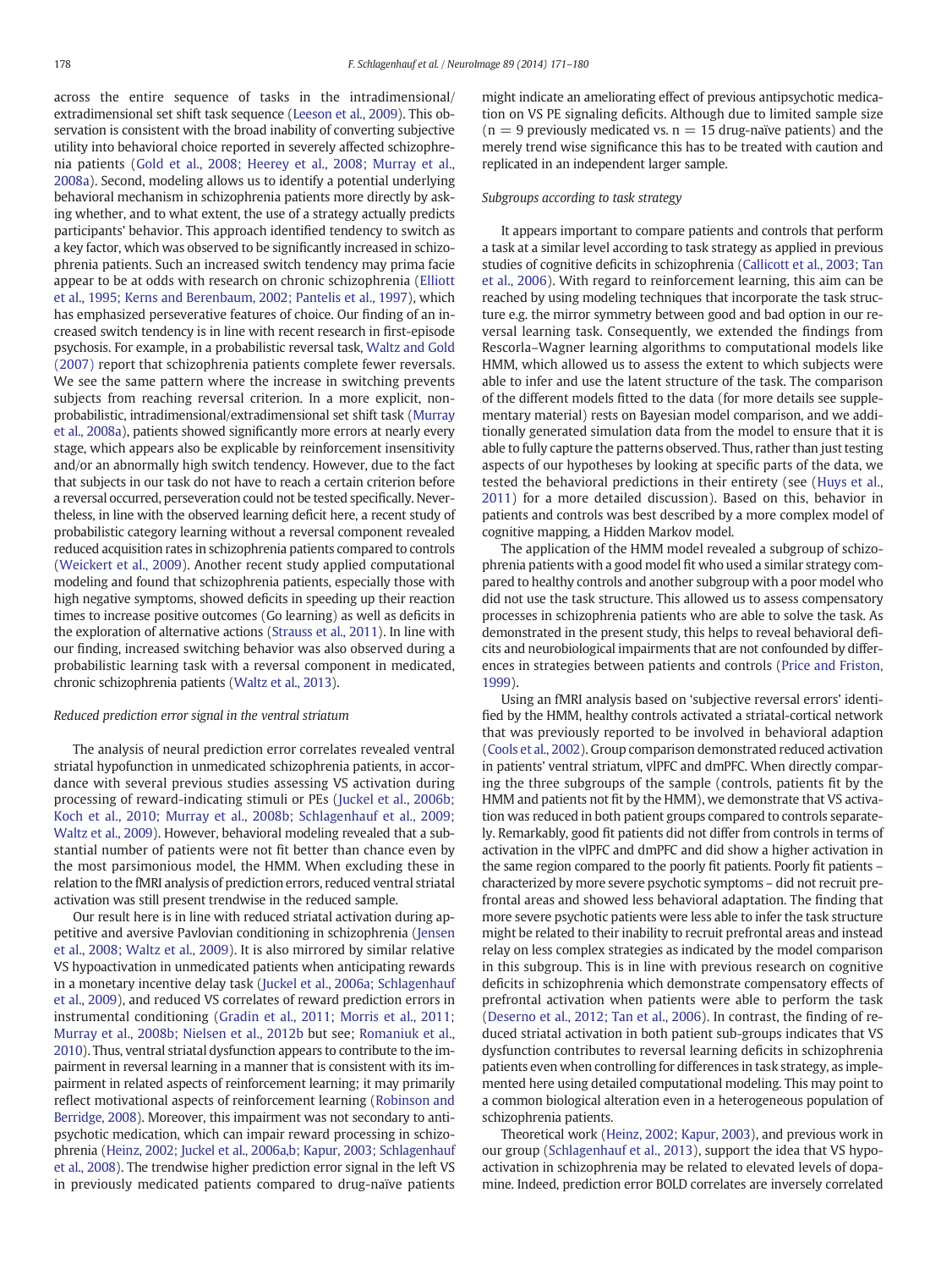across the entire sequence of tasks in the intradimensional/extradimensional set shift task sequence (Leeson et al., 2009). This observation is consistent with the broad inability of converting subjective utility into behavioral choice reported in severely affected schizophrenia patients (Gold et al., 2008; Heerey et al., 2008; Murray et al., 2008a). Second, modeling allows us to identify a potential underlying behavioral mechanism in schizophrenia patients more directly by asking whether, and to what extent, the use of a strategy actually predicts participants' behavior. This approach identified tendency to switch as a key factor, which was observed to be significantly increased in schizophrenia patients. Such an increased switch tendency may prima facie appear to be at odds with research on chronic schizophrenia (Elliott et al., 1995; Kerns and Berenbaum, 2002; Pantelis et al., 1997), which has emphasized perseverative features of choice. Our finding of an increased switch tendency is in line with recent research in first-episode psychosis. For example, in a probabilistic reversal task, Waltz and Gold (2007) report that schizophrenia patients complete fewer reversals. We see the same pattern where the increase in switching prevents subjects from reaching reversal criterion. In a more explicit, non-probabilistic, intradimensional/extradimensional set shift task (Murray et al., 2008a), patients showed significantly more errors at nearly every stage, which appears also be explicable by reinforcement insensitivity and/or an abnormally high switch tendency. However, due to the fact that subjects in our task do not have to reach a certain criterion before a reversal occurred, perseveration could not be tested specifically. Nevertheless, in line with the observed learning deficit here, a recent study of probabilistic category learning without a reversal component revealed reduced acquisition rates in schizophrenia patients compared to controls (Weickert et al., 2009). Another recent study applied computational modeling and found that schizophrenia patients, especially those with high negative symptoms, showed deficits in speeding up their reaction times to increase positive outcomes (Go learning) as well as deficits in the exploration of alternative actions (Strauss et al., 2011). In line with our finding, increased switching behavior was also observed during a probabilistic learning task with a reversal component in medicated, chronic schizophrenia patients (Waltz et al., 2013).

*Reduced prediction error signal in the ventral striatum*

The analysis of neural prediction error correlates revealed ventral striatal hypofunction in unmedicated schizophrenia patients, in accordance with several previous studies assessing VS activation during processing of reward-indicating stimuli or PEs (Juckel et al., 2006b; Koch et al., 2010; Murray et al., 2008b; Schlagenhauf et al., 2009; Waltz et al., 2009). However, behavioral modeling revealed that a substantial number of patients were not fit better than chance even by the most parsimonious model, the HMM. When excluding these in relation to the fMRI analysis of prediction errors, reduced ventral striatal activation was still present trendwise in the reduced sample.

Our result here is in line with reduced striatal activation during appetitive and aversive Pavlovian conditioning in schizophrenia (Jensen et al., 2008; Waltz et al., 2009). It is also mirrored by similar relative VS hypoactivation in unmedicated patients when anticipating rewards in a monetary incentive delay task (Juckel et al., 2006a; Schlagenhauf et al., 2009), and reduced VS correlates of reward prediction errors in instrumental conditioning (Gradin et al., 2011; Morris et al., 2011; Murray et al., 2008b; Nielsen et al., 2012b but see; Romaniuk et al., 2010). Thus, ventral striatal dysfunction appears to contribute to the impairment in reversal learning in a manner that is consistent with its impairment in related aspects of reinforcement learning; it may primarily reflect motivational aspects of reinforcement learning (Robinson and Berridge, 2008). Moreover, this impairment was not secondary to antipsychotic medication, which can impair reward processing in schizophrenia (Heinz, 2002; Juckel et al., 2006a,b; Kapur, 2003; Schlagenhauf et al., 2008). The trendwise higher prediction error signal in the left VS in previously medicated patients compared to drug-naïve patients might indicate an ameliorating effect of previous antipsychotic medication on VS PE signaling deficits. Although due to limited sample size ($n = 9$ previously medicated vs. $n = 15$ drug-naïve patients) and the merely trend wise significance this has to be treated with caution and replicated in an independent larger sample.

*Subgroups according to task strategy*

It appears important to compare patients and controls that perform a task at a similar level according to task strategy as applied in previous studies of cognitive deficits in schizophrenia (Callicott et al., 2003; Tan et al., 2006). With regard to reinforcement learning, this aim can be reached by using modeling techniques that incorporate the task structure e.g. the mirror symmetry between good and bad option in our reversal learning task. Consequently, we extended the findings from Rescorla–Wagner learning algorithms to computational models like HMM, which allowed us to assess the extent to which subjects were able to infer and use the latent structure of the task. The comparison of the different models fitted to the data (for more details see supplementary material) rests on Bayesian model comparison, and we additionally generated simulation data from the model to ensure that it is able to fully capture the patterns observed. Thus, rather than just testing aspects of our hypotheses by looking at specific parts of the data, we tested the behavioral predictions in their entirety (see (Huys et al., 2011) for a more detailed discussion). Based on this, behavior in patients and controls was best described by a more complex model of cognitive mapping, a Hidden Markov model.

The application of the HMM model revealed a subgroup of schizophrenia patients with a good model fit who used a similar strategy compared to healthy controls and another subgroup with a poor model who did not use the task structure. This allowed us to assess compensatory processes in schizophrenia patients who are able to solve the task. As demonstrated in the present study, this helps to reveal behavioral deficits and neurobiological impairments that are not confounded by differences in strategies between patients and controls (Price and Friston, 1999).

Using an fMRI analysis based on 'subjective reversal errors' identified by the HMM, healthy controls activated a striatal-cortical network that was previously reported to be involved in behavioral adaption (Cools et al., 2002). Group comparison demonstrated reduced activation in patients' ventral striatum, vlPFC and dmPFC. When directly comparing the three subgroups of the sample (controls, patients fit by the HMM and patients not fit by the HMM), we demonstrate that VS activation was reduced in both patient groups compared to controls separately. Remarkably, good fit patients did not differ from controls in terms of activation in the vlPFC and dmPFC and did show a higher activation in the same region compared to the poorly fit patients. Poorly fit patients – characterized by more severe psychotic symptoms – did not recruit prefrontal areas and showed less behavioral adaptation. The finding that more severe psychotic patients were less able to infer the task structure might be related to their inability to recruit prefrontal areas and instead relay on less complex strategies as indicated by the model comparison in this subgroup. This is in line with previous research on cognitive deficits in schizophrenia which demonstrate compensatory effects of prefrontal activation when patients were able to perform the task (Deserno et al., 2012; Tan et al., 2006). In contrast, the finding of reduced striatal activation in both patient sub-groups indicates that VS dysfunction contributes to reversal learning deficits in schizophrenia patients even when controlling for differences in task strategy, as implemented here using detailed computational modeling. This may point to a common biological alteration even in a heterogeneous population of schizophrenia patients.

Theoretical work (Heinz, 2002; Kapur, 2003), and previous work in our group (Schlagenhauf et al., 2013), support the idea that VS hypoactivation in schizophrenia may be related to elevated levels of dopamine. Indeed, prediction error BOLD correlates are inversely correlated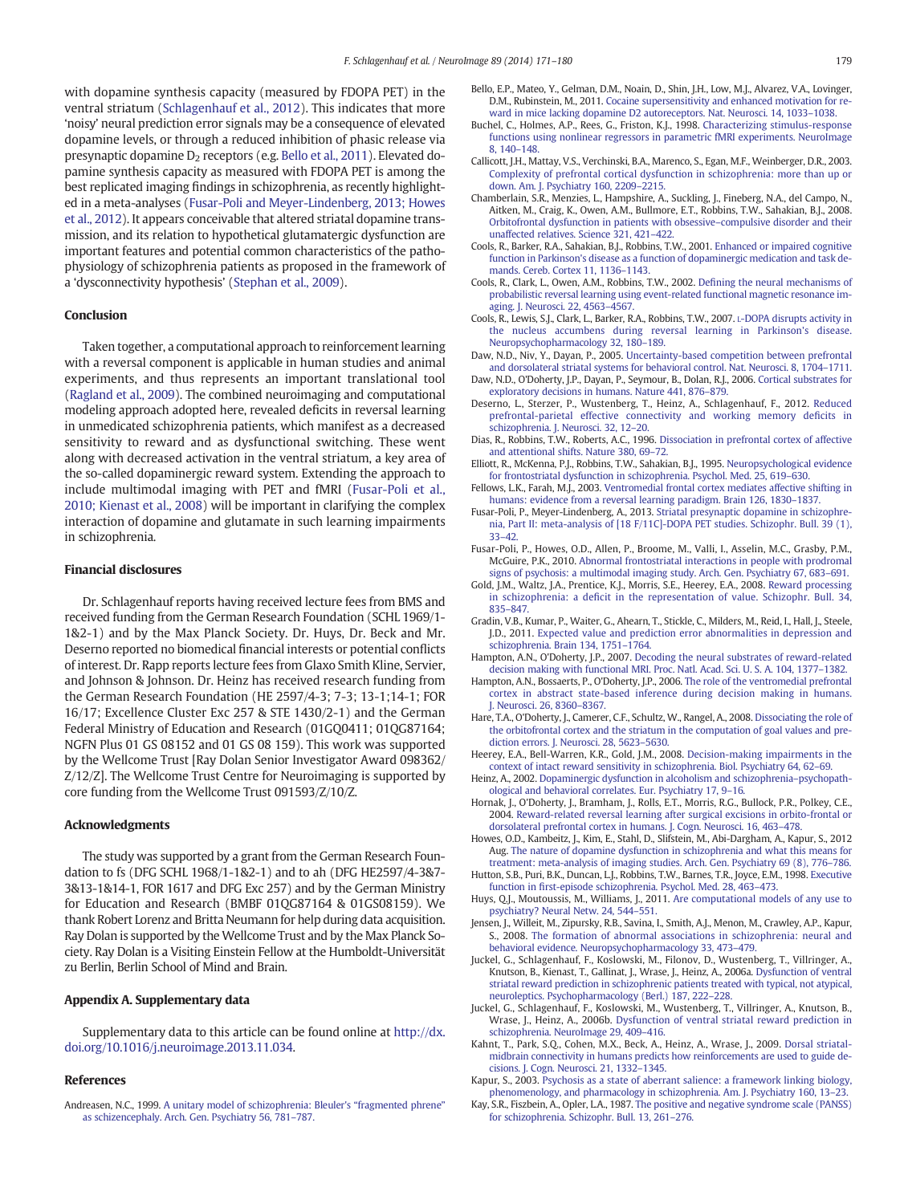with dopamine synthesis capacity (measured by FDOPA PET) in the ventral striatum (Schlagenhauf et al., 2012). This indicates that more 'noisy' neural prediction error signals may be a consequence of elevated dopamine levels, or through a reduced inhibition of phasic release via presynaptic dopamine $D_2$ receptors (e.g. Bello et al., 2011). Elevated dopamine synthesis capacity as measured with FDOPA PET is among the best replicated imaging findings in schizophrenia, as recently highlighted in a meta-analyses (Fusar-Poli and Meyer-Lindenberg, 2013; Howes et al., 2012). It appears conceivable that altered striatal dopamine transmission, and its relation to hypothetical glutamatergic dysfunction are important features and potential common characteristics of the pathophysiology of schizophrenia patients as proposed in the framework of a 'dysconnectivity hypothesis' (Stephan et al., 2009).

## Conclusion

Taken together, a computational approach to reinforcement learning with a reversal component is applicable in human studies and animal experiments, and thus represents an important translational tool (Ragland et al., 2009). The combined neuroimaging and computational modeling approach adopted here, revealed deficits in reversal learning in unmedicated schizophrenia patients, which manifest as a decreased sensitivity to reward and as dysfunctional switching. These went along with decreased activation in the ventral striatum, a key area of the so-called dopaminergic reward system. Extending the approach to include multimodal imaging with PET and fMRI (Fusar-Poli et al., 2010; Kienast et al., 2008) will be important in clarifying the complex interaction of dopamine and glutamate in such learning impairments in schizophrenia.

## Financial disclosures

Dr. Schlagenhauf reports having received lecture fees from BMS and received funding from the German Research Foundation (SCHL 1969/1-1&2-1) and by the Max Planck Society. Dr. Huys, Dr. Beck and Mr. Deserno reported no biomedical financial interests or potential conflicts of interest. Dr. Rapp reports lecture fees from Glaxo Smith Kline, Servier, and Johnson & Johnson. Dr. Heinz has received research funding from the German Research Foundation (HE 2597/4-3; 7-3; 13-1;14-1; FOR 16/17; Excellence Cluster Exc 257 & STE 1430/2-1) and the German Federal Ministry of Education and Research (01GQ0411; 01QG87164; NGFN Plus 01 GS 08152 and 01 GS 08 159). This work was supported by the Wellcome Trust [Ray Dolan Senior Investigator Award 098362/Z/12/Z]. The Wellcome Trust Centre for Neuroimaging is supported by core funding from the Wellcome Trust 091593/Z/10/Z.

## Acknowledgments

The study was supported by a grant from the German Research Foundation to fs (DFG SCHL 1968/1-1&2-1) and to ah (DFG HE2597/4-3&7-3&13-1&14-1, FOR 1617 and DFG Exc 257) and by the German Ministry for Education and Research (BMBF 01QG87164 & 01GS08159). We thank Robert Lorenz and Britta Neumann for help during data acquisition. Ray Dolan is supported by the Wellcome Trust and by the Max Planck Society. Ray Dolan is a Visiting Einstein Fellow at the Humboldt-Universität zu Berlin, Berlin School of Mind and Brain.

## Appendix A. Supplementary data

Supplementary data to this article can be found online at http://dx.doi.org/10.1016/j.neuroimage.2013.11.034.

## References

Andreasen, N.C., 1999. A unitary model of schizophrenia: Bleuler's "fragmented phrene" as schizencephaly. Arch. Gen. Psychiatry 56, 781–787.

Bello, E.P., Mateo, Y., Gelman, D.M., Noain, D., Shin, J.H., Low, M.J., Alvarez, V.A., Lovinger, D.M., Rubinstein, M., 2011. Cocaine supersensitivity and enhanced motivation for reward in mice lacking dopamine D2 autoreceptors. Nat. Neurosci. 14, 1033–1038.

Buchel, C., Holmes, A.P., Rees, G., Friston, K.J., 1998. Characterizing stimulus-response functions using nonlinear regressors in parametric fMRI experiments. NeuroImage 8, 140–148.

Callicott, J.H., Mattay, V.S., Verchinski, B.A., Marenco, S., Egan, M.F., Weinberger, D.R., 2003. Complexity of prefrontal cortical dysfunction in schizophrenia: more than up or down. Am. J. Psychiatry 160, 2209–2215.

Chamberlain, S.R., Menzies, L., Hampshire, A., Suckling, J., Fineberg, N.A., del Campo, N., Aitken, M., Craig, K., Owen, A.M., Bullmore, E.T., Robbins, T.W., Sahakian, B.J., 2008. Orbitofrontal dysfunction in patients with obsessive–compulsive disorder and their unaffected relatives. Science 321, 421–422.

Cools, R., Barker, R.A., Sahakian, B.J., Robbins, T.W., 2001. Enhanced or impaired cognitive function in Parkinson's disease as a function of dopaminergic medication and task demands. Cereb. Cortex 11, 1136–1143.

Cools, R., Clark, L., Owen, A.M., Robbins, T.W., 2002. Defining the neural mechanisms of probabilistic reversal learning using event-related functional magnetic resonance imaging. J. Neurosci. 22, 4563–4567.

Cools, R., Lewis, S.J., Clark, L., Barker, R.A., Robbins, T.W., 2007. L-DOPA disrupts activity in the nucleus accumbens during reversal learning in Parkinson's disease. Neuropsychopharmacology 32, 180–189.

Daw, N.D., Niv, Y., Dayan, P., 2005. Uncertainty-based competition between prefrontal and dorsolateral striatal systems for behavioral control. Nat. Neurosci. 8, 1704–1711.

Daw, N.D., O'Doherty, J.P., Dayan, P., Seymour, B., Dolan, R.J., 2006. Cortical substrates for exploratory decisions in humans. Nature 441, 876–879.

Deserno, L., Sterzer, P., Wustenberg, T., Heinz, A., Schlagenhauf, F., 2012. Reduced prefrontal-parietal effective connectivity and working memory deficits in schizophrenia. J. Neurosci. 32, 12–20.

Dias, R., Robbins, T.W., Roberts, A.C., 1996. Dissociation in prefrontal cortex of affective and attentional shifts. Nature 380, 69–72.

Elliott, R., McKenna, P.J., Robbins, T.W., Sahakian, B.J., 1995. Neuropsychological evidence for frontostriatal dysfunction in schizophrenia. Psychol. Med. 25, 619–630.

Fellows, L.K., Farah, M.J., 2003. Ventromedial frontal cortex mediates affective shifting in humans: evidence from a reversal learning paradigm. Brain 126, 1830–1837.

Fusar-Poli, P., Meyer-Lindenberg, A., 2013. Striatal presynaptic dopamine in schizophrenia, Part II: meta-analysis of [18 F/11C]-DOPA PET studies. Schizophr. Bull. 39 (1), 33–42.

Fusar-Poli, P., Howes, O.D., Allen, P., Broome, M., Valli, I., Asselin, M.C., Grasby, P.M., McGuire, P.K., 2010. Abnormal frontostriatal interactions in people with prodromal signs of psychosis: a multimodal imaging study. Arch. Gen. Psychiatry 67, 683–691.

Gold, J.M., Waltz, J.A., Prentice, K.J., Morris, S.E., Heerey, E.A., 2008. Reward processing in schizophrenia: a deficit in the representation of value. Schizophr. Bull. 34, 835–847.

Gradin, V.B., Kumar, P., Waiter, G., Ahearn, T., Stickle, C., Milders, M., Reid, I., Hall, J., Steele, J.D., 2011. Expected value and prediction error abnormalities in depression and schizophrenia. Brain 134, 1751–1764.

Hampton, A.N., O'Doherty, J.P., 2007. Decoding the neural substrates of reward-related decision making with functional MRI. Proc. Natl. Acad. Sci. U. S. A. 104, 1377–1382.

Hampton, A.N., Bossaerts, P., O'Doherty, J.P., 2006. The role of the ventromedial prefrontal cortex in abstract state-based inference during decision making in humans. J. Neurosci. 26, 8360–8367.

Hare, T.A., O'Doherty, J., Camerer, C.F., Schultz, W., Rangel, A., 2008. Dissociating the role of the orbitofrontal cortex and the striatum in the computation of goal values and prediction errors. J. Neurosci. 28, 5623–5630.

Heerey, E.A., Bell-Warren, K.R., Gold, J.M., 2008. Decision-making impairments in the context of intact reward sensitivity in schizophrenia. Biol. Psychiatry 64, 62–69.

Heinz, A., 2002. Dopaminergic dysfunction in alcoholism and schizophrenia–psychopathological and behavioral correlates. Eur. Psychiatry 17, 9–16.

Hornak, J., O'Doherty, J., Bramham, J., Rolls, E.T., Morris, R.G., Bullock, P.R., Polkey, C.E., 2004. Reward-related reversal learning after surgical excisions in orbito-frontal or dorsolateral prefrontal cortex in humans. J. Cogn. Neurosci. 16, 463–478.

Howes, O.D., Kambeitz, J., Kim, E., Stahl, D., Slifstein, M., Abi-Dargham, A., Kapur, S., 2012 Aug. The nature of dopamine dysfunction in schizophrenia and what this means for treatment: meta-analysis of imaging studies. Arch. Gen. Psychiatry 69 (8), 776–786.

Hutton, S.B., Puri, B.K., Duncan, L.J., Robbins, T.W., Barnes, T.R., Joyce, E.M., 1998. Executive function in first-episode schizophrenia. Psychol. Med. 28, 463–473.

Huys, Q.J., Moutoussis, M., Williams, J., 2011. Are computational models of any use to psychiatry? Neural Netw. 24, 544–551.

Jensen, J., Willeit, M., Zipursky, R.B., Savina, I., Smith, A.J., Menon, M., Crawley, A.P., Kapur, S., 2008. The formation of abnormal associations in schizophrenia: neural and behavioral evidence. Neuropsychopharmacology 33, 473–479.

Juckel, G., Schlagenhauf, F., Koslowski, M., Filonov, D., Wustenberg, T., Villringer, A., Knutson, B., Kienast, T., Gallinat, J., Wrase, J., Heinz, A., 2006a. Dysfunction of ventral striatal reward prediction in schizophrenic patients treated with typical, not atypical, neuroleptics. Psychopharmacology (Berl.) 187, 222–228.

Juckel, G., Schlagenhauf, F., Koslowski, M., Wustenberg, T., Villringer, A., Knutson, B., Wrase, J., Heinz, A., 2006b. Dysfunction of ventral striatal reward prediction in schizophrenia. NeuroImage 29, 409–416.

Kahnt, T., Park, S.Q., Cohen, M.X., Beck, A., Heinz, A., Wrase, J., 2009. Dorsal striatal-midbrain connectivity in humans predicts how reinforcements are used to guide decisions. J. Cogn. Neurosci. 21, 1332–1345.

Kapur, S., 2003. Psychosis as a state of aberrant salience: a framework linking biology, phenomenology, and pharmacology in schizophrenia. Am. J. Psychiatry 160, 13–23.

Kay, S.R., Fiszbein, A., Opler, L.A., 1987. The positive and negative syndrome scale (PANSS) for schizophrenia. Schizophr. Bull. 13, 261–276.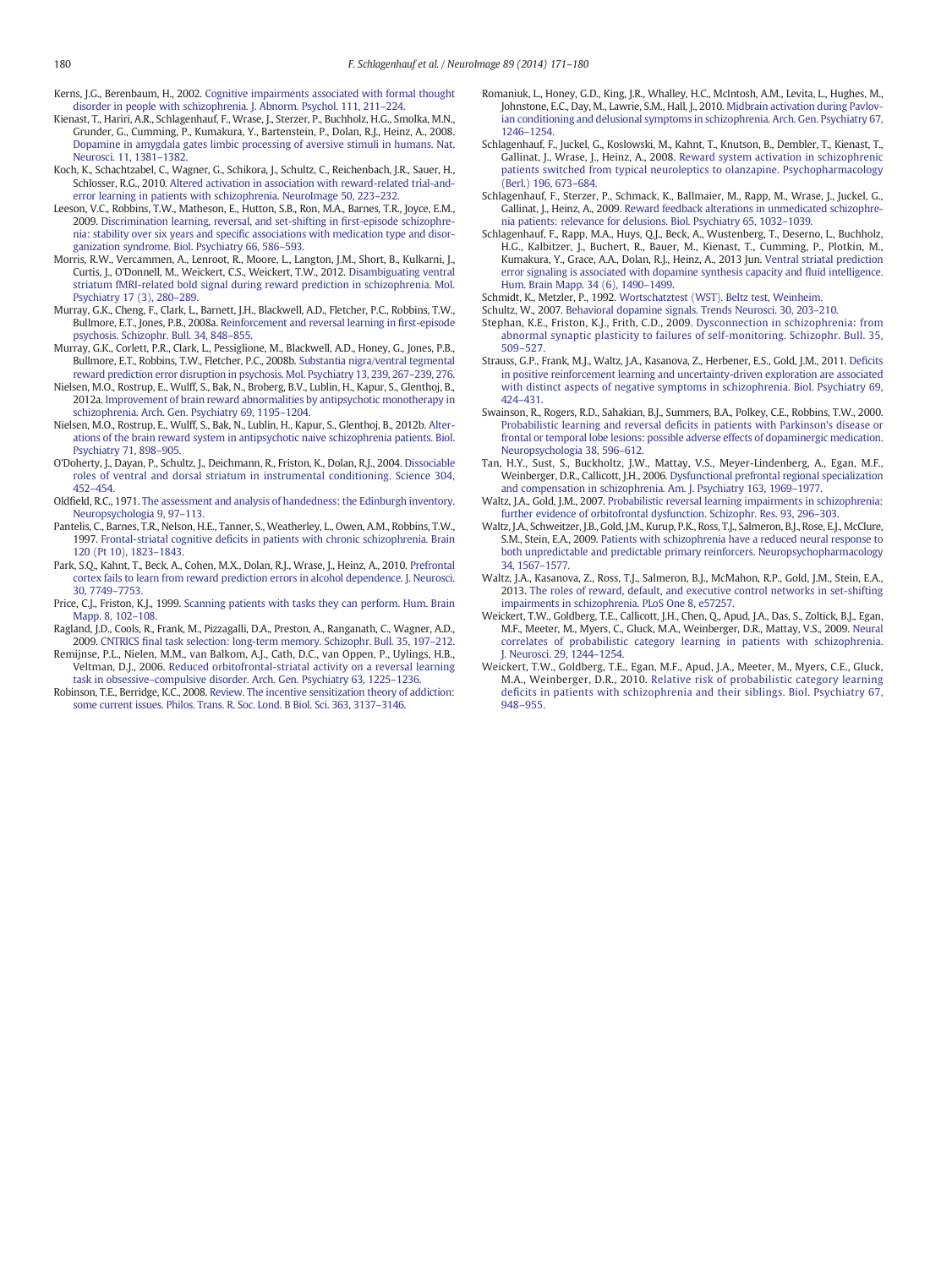Kerns, J.G., Berenbaum, H., 2002. Cognitive impairments associated with formal thought disorder in people with schizophrenia. J. Abnorm. Psychol. 111, 211–224.

Kienast, T., Hariri, A.R., Schlagenhauf, F., Wrase, J., Sterzer, P., Buchholz, H.G., Smolka, M.N., Grunder, G., Cumming, P., Kumakura, Y., Bartenstein, P., Dolan, R.J., Heinz, A., 2008. Dopamine in amygdala gates limbic processing of aversive stimuli in humans. Nat. Neurosci. 11, 1381–1382.

Koch, K., Schachtzabel, C., Wagner, G., Schikora, J., Schultz, C., Reichenbach, J.R., Sauer, H., Schlosser, R.G., 2010. Altered activation in association with reward-related trial-and-error learning in patients with schizophrenia. NeuroImage 50, 223–232.

Leeson, V.C., Robbins, T.W., Matheson, E., Hutton, S.B., Ron, M.A., Barnes, T.R., Joyce, E.M., 2009. Discrimination learning, reversal, and set-shifting in first-episode schizophrenia: stability over six years and specific associations with medication type and disorganization syndrome. Biol. Psychiatry 66, 586–593.

Morris, R.W., Vercammen, A., Lenroot, R., Moore, L., Langton, J.M., Short, B., Kulkarni, J., Curtis, J., O'Donnell, M., Weickert, C.S., Weickert, T.W., 2012. Disambiguating ventral striatum fMRI-related bold signal during reward prediction in schizophrenia. Mol. Psychiatry 17 (3), 280–289.

Murray, G.K., Cheng, F., Clark, L., Barnett, J.H., Blackwell, A.D., Fletcher, P.C., Robbins, T.W., Bullmore, E.T., Jones, P.B., 2008a. Reinforcement and reversal learning in first-episode psychosis. Schizophr. Bull. 34, 848–855.

Murray, G.K., Corlett, P.R., Clark, L., Pessiglione, M., Blackwell, A.D., Honey, G., Jones, P.B., Bullmore, E.T., Robbins, T.W., Fletcher, P.C., 2008b. Substantia nigra/ventral tegmental reward prediction error disruption in psychosis. Mol. Psychiatry 13, 239, 267–239, 276.

Nielsen, M.O., Rostrup, E., Wulff, S., Bak, N., Broberg, B.V., Lublin, H., Kapur, S., Glenthoj, B., 2012a. Improvement of brain reward abnormalities by antipsychotic monotherapy in schizophrenia. Arch. Gen. Psychiatry 69, 1195–1204.

Nielsen, M.O., Rostrup, E., Wulff, S., Bak, N., Lublin, H., Kapur, S., Glenthoj, B., 2012b. Alterations of the brain reward system in antipsychotic naive schizophrenia patients. Biol. Psychiatry 71, 898–905.

O'Doherty, J., Dayan, P., Schultz, J., Deichmann, R., Friston, K., Dolan, R.J., 2004. Dissociable roles of ventral and dorsal striatum in instrumental conditioning. Science 304, 452–454.

Oldfield, R.C., 1971. The assessment and analysis of handedness: the Edinburgh inventory. Neuropsychologia 9, 97–113.

Pantelis, C., Barnes, T.R., Nelson, H.E., Tanner, S., Weatherley, L., Owen, A.M., Robbins, T.W., 1997. Frontal-striatal cognitive deficits in patients with chronic schizophrenia. Brain 120 (Pt 10), 1823–1843.

Park, S.Q., Kahnt, T., Beck, A., Cohen, M.X., Dolan, R.J., Wrase, J., Heinz, A., 2010. Prefrontal cortex fails to learn from reward prediction errors in alcohol dependence. J. Neurosci. 30, 7749–7753.

Price, C.J., Friston, K.J., 1999. Scanning patients with tasks they can perform. Hum. Brain Mapp. 8, 102–108.

Ragland, J.D., Cools, R., Frank, M., Pizzagalli, D.A., Preston, A., Ranganath, C., Wagner, A.D., 2009. CNTRICS final task selection: long-term memory. Schizophr. Bull. 35, 197–212.

Remijnse, P.L., Nielen, M.M., van Balkom, A.J., Cath, D.C., van Oppen, P., Uylings, H.B., Veltman, D.J., 2006. Reduced orbitofrontal-striatal activity on a reversal learning task in obsessive–compulsive disorder. Arch. Gen. Psychiatry 63, 1225–1236.

Robinson, T.E., Berridge, K.C., 2008. Review. The incentive sensitization theory of addiction: some current issues. Philos. Trans. R. Soc. Lond. B Biol. Sci. 363, 3137–3146.

Romaniuk, L., Honey, G.D., King, J.R., Whalley, H.C., McIntosh, A.M., Levita, L., Hughes, M., Johnstone, E.C., Day, M., Lawrie, S.M., Hall, J., 2010. Midbrain activation during Pavlovian conditioning and delusional symptoms in schizophrenia. Arch. Gen. Psychiatry 67, 1246–1254.

Schlagenhauf, F., Juckel, G., Koslowski, M., Kahnt, T., Knutson, B., Dembler, T., Kienast, T., Gallinat, J., Wrase, J., Heinz, A., 2008. Reward system activation in schizophrenic patients switched from typical neuroleptics to olanzapine. Psychopharmacology (Berl.) 196, 673–684.

Schlagenhauf, F., Sterzer, P., Schmack, K., Ballmaier, M., Rapp, M., Wrase, J., Juckel, G., Gallinat, J., Heinz, A., 2009. Reward feedback alterations in unmedicated schizophrenia patients: relevance for delusions. Biol. Psychiatry 65, 1032–1039.

Schlagenhauf, F., Rapp, M.A., Huys, Q.J., Beck, A., Wustenberg, T., Deserno, L., Buchholz, H.G., Kalbitzer, J., Buchert, R., Bauer, M., Kienast, T., Cumming, P., Plotkin, M., Kumakura, Y., Grace, A.A., Dolan, R.J., Heinz, A., 2013 Jun. Ventral striatal prediction error signaling is associated with dopamine synthesis capacity and fluid intelligence. Hum. Brain Mapp. 34 (6), 1490–1499.

Schmidt, K., Metzler, P., 1992. Wortschatztest (WST). Beltz test, Weinheim.

Schultz, W., 2007. Behavioral dopamine signals. Trends Neurosci. 30, 203–210.

Stephan, K.E., Friston, K.J., Frith, C.D., 2009. Dysconnection in schizophrenia: from abnormal synaptic plasticity to failures of self-monitoring. Schizophr. Bull. 35, 509–527.

Strauss, G.P., Frank, M.J., Waltz, J.A., Kasanova, Z., Herbener, E.S., Gold, J.M., 2011. Deficits in positive reinforcement learning and uncertainty-driven exploration are associated with distinct aspects of negative symptoms in schizophrenia. Biol. Psychiatry 69, 424–431.

Swainson, R., Rogers, R.D., Sahakian, B.J., Summers, B.A., Polkey, C.E., Robbins, T.W., 2000. Probabilistic learning and reversal deficits in patients with Parkinson's disease or frontal or temporal lobe lesions: possible adverse effects of dopaminergic medication. Neuropsychologia 38, 596–612.

Tan, H.Y., Sust, S., Buckholtz, J.W., Mattay, V.S., Meyer-Lindenberg, A., Egan, M.F., Weinberger, D.R., Callicott, J.H., 2006. Dysfunctional prefrontal regional specialization and compensation in schizophrenia. Am. J. Psychiatry 163, 1969–1977.

Waltz, J.A., Gold, J.M., 2007. Probabilistic reversal learning impairments in schizophrenia: further evidence of orbitofrontal dysfunction. Schizophr. Res. 93, 296–303.

Waltz, J.A., Schweitzer, J.B., Gold, J.M., Kurup, P.K., Ross, T.J., Salmeron, B.J., Rose, E.J., McClure, S.M., Stein, E.A., 2009. Patients with schizophrenia have a reduced neural response to both unpredictable and predictable primary reinforcers. Neuropsychopharmacology 34, 1567–1577.

Waltz, J.A., Kasanova, Z., Ross, T.J., Salmeron, B.J., McMahon, R.P., Gold, J.M., Stein, E.A., 2013. The roles of reward, default, and executive control networks in set-shifting impairments in schizophrenia. PLoS One 8, e57257.

Weickert, T.W., Goldberg, T.E., Callicott, J.H., Chen, Q., Apud, J.A., Das, S., Zoltick, B.J., Egan, M.F., Meeter, M., Myers, C., Gluck, M.A., Weinberger, D.R., Mattay, V.S., 2009. Neural correlates of probabilistic category learning in patients with schizophrenia. J. Neurosci. 29, 1244–1254.

Weickert, T.W., Goldberg, T.E., Egan, M.F., Apud, J.A., Meeter, M., Myers, C.E., Gluck, M.A., Weinberger, D.R., 2010. Relative risk of probabilistic category learning deficits in patients with schizophrenia and their siblings. Biol. Psychiatry 67, 948–955.